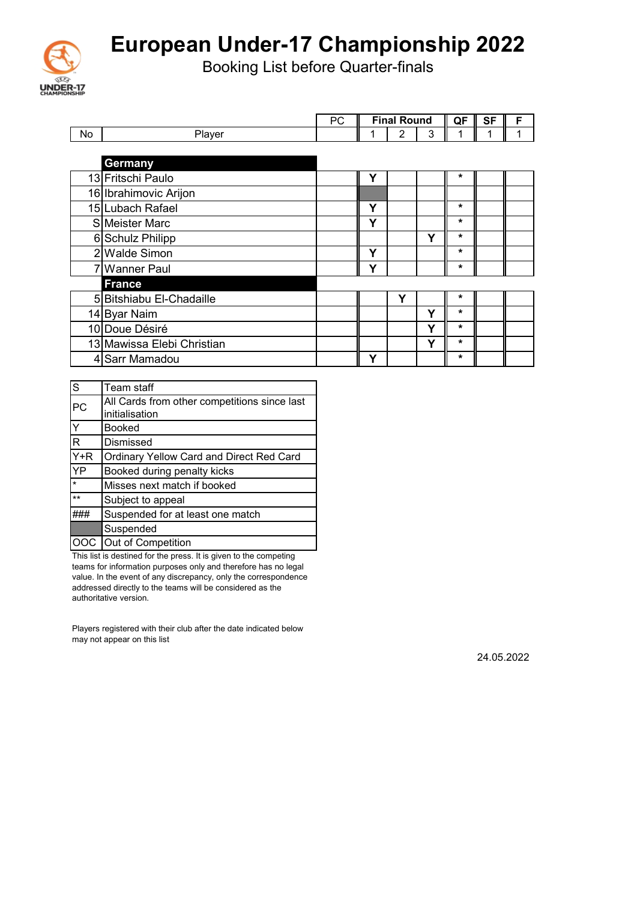# European Under-17 Championship 2022

## Booking List before Quarter-finals

| No | Player | PC | Final Round | | | QF | SF | F |
|---|---|---|---|---|---|---|---|---|
| | | | 1 | 2 | 3 | 1 | 1 | 1 |
| | **Germany** | | | | | | | |
| 13 | Fritschi Paulo | | Y | | | * | | |
| 16 | Ibrahimovic Arijon | | (Suspended) | | | | | |
| 15 | Lubach Rafael | | Y | | | * | | |
| S | Meister Marc | | Y | | | * | | |
| 6 | Schulz Philipp | | | | Y | * | | |
| 2 | Walde Simon | | Y | | | * | | |
| 7 | Wanner Paul | | Y | | | * | | |
| | **France** | | | | | | | |
| 5 | Bitshiabu El-Chadaille | | | Y | | * | | |
| 14 | Byar Naim | | | | Y | * | | |
| 10 | Doue Désiré | | | | Y | * | | |
| 13 | Mawissa Elebi Christian | | | | Y | * | | |
| 4 | Sarr Mamadou | | Y | | | * | | |

| | |
|---|---|
| S | Team staff |
| PC | All Cards from other competitions since last initialisation |
| Y | Booked |
| R | Dismissed |
| Y+R | Ordinary Yellow Card and Direct Red Card |
| YP | Booked during penalty kicks |
| * | Misses next match if booked |
| ** | Subject to appeal |
| ### | Suspended for at least one match |
| (grey) | Suspended |
| OOC | Out of Competition |

This list is destined for the press. It is given to the competing teams for information purposes only and therefore has no legal value. In the event of any discrepancy, only the correspondence addressed directly to the teams will be considered as the authoritative version.

Players registered with their club after the date indicated below may not appear on this list

24.05.2022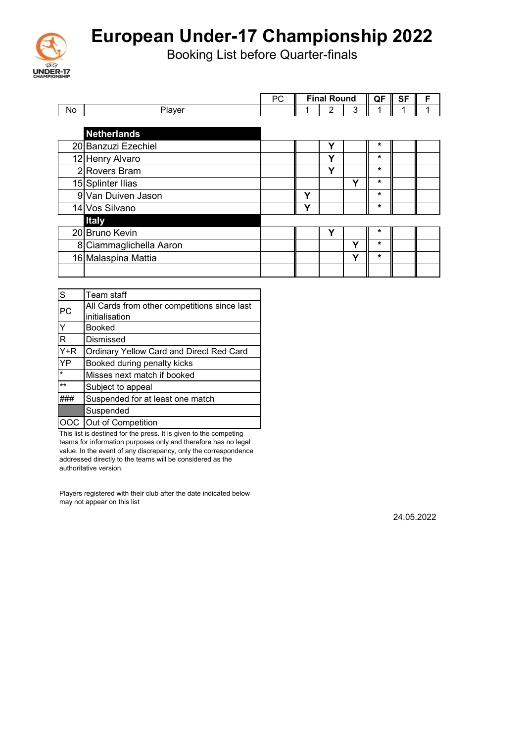# European Under-17 Championship 2022

## Booking List before Quarter-finals

| No | Player | PC | Final Round | | | QF | SF | F |
|---|---|---|---|---|---|---|---|---|
| | | | 1 | 2 | 3 | 1 | 1 | 1 |
| | **Netherlands** | | | | | | | |
| 20 | Banzuzi Ezechiel | | | Y | | * | | |
| 12 | Henry Alvaro | | | Y | | * | | |
| 2 | Rovers Bram | | | Y | | * | | |
| 15 | Splinter Ilias | | | | Y | * | | |
| 9 | Van Duiven Jason | | Y | | | * | | |
| 14 | Vos Silvano | | Y | | | * | | |
| | **Italy** | | | | | | | |
| 20 | Bruno Kevin | | | Y | | * | | |
| 8 | Ciammaglichella Aaron | | | | Y | * | | |
| 16 | Malaspina Mattia | | | | Y | * | | |

| | |
|---|---|
| S | Team staff |
| PC | All Cards from other competitions since last initialisation |
| Y | Booked |
| R | Dismissed |
| Y+R | Ordinary Yellow Card and Direct Red Card |
| YP | Booked during penalty kicks |
| * | Misses next match if booked |
| ** | Subject to appeal |
| ### | Suspended for at least one match |
| | Suspended |
| OOC | Out of Competition |

This list is destined for the press. It is given to the competing teams for information purposes only and therefore has no legal value. In the event of any discrepancy, only the correspondence addressed directly to the teams will be considered as the authoritative version.

Players registered with their club after the date indicated below may not appear on this list

24.05.2022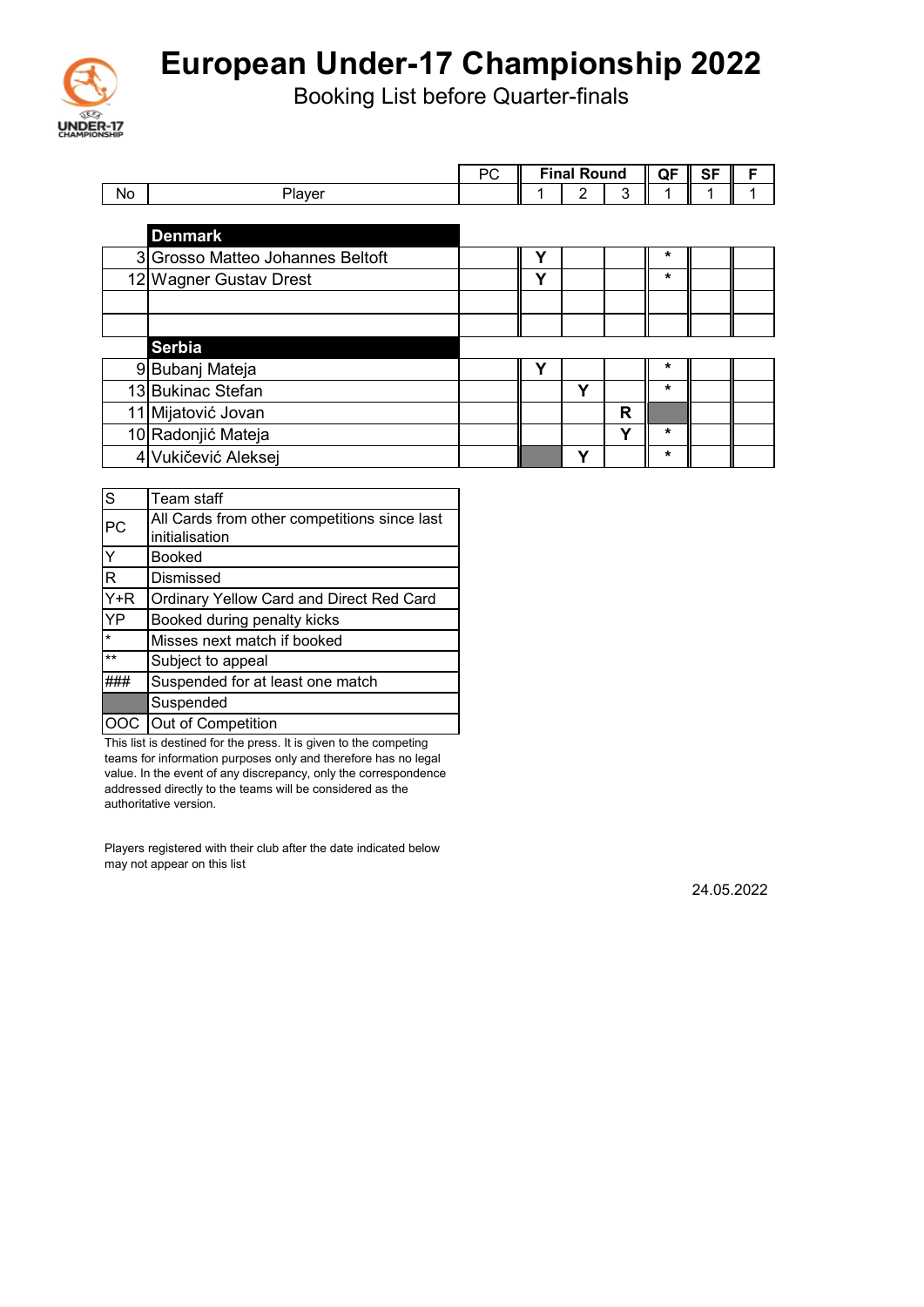# European Under-17 Championship 2022

Booking List before Quarter-finals

| No | Player | PC | Final Round 1 | Final Round 2 | Final Round 3 | QF 1 | SF 1 | F 1 |
|---|---|---|---|---|---|---|---|---|
| | **Denmark** | | | | | | | |
| 3 | Grosso Matteo Johannes Beltoft | | Y | | | * | | |
| 12 | Wagner Gustav Drest | | Y | | | * | | |
| | | | | | | | | |
| | | | | | | | | |
| | **Serbia** | | | | | | | |
| 9 | Bubanj Mateja | | Y | | | * | | |
| 13 | Bukinac Stefan | | | Y | | * | | |
| 11 | Mijatović Jovan | | | | R | (Suspended) | | |
| 10 | Radonjić Mateja | | | | Y | * | | |
| 4 | Vukičević Aleksej | | (Suspended) | Y | | * | | |

| Code | Meaning |
|---|---|
| S | Team staff |
| PC | All Cards from other competitions since last initialisation |
| Y | Booked |
| R | Dismissed |
| Y+R | Ordinary Yellow Card and Direct Red Card |
| YP | Booked during penalty kicks |
| * | Misses next match if booked |
| ** | Subject to appeal |
| ### | Suspended for at least one match |
| (grey shading) | Suspended |
| OOC | Out of Competition |

This list is destined for the press. It is given to the competing teams for information purposes only and therefore has no legal value. In the event of any discrepancy, only the correspondence addressed directly to the teams will be considered as the authoritative version.

Players registered with their club after the date indicated below may not appear on this list

24.05.2022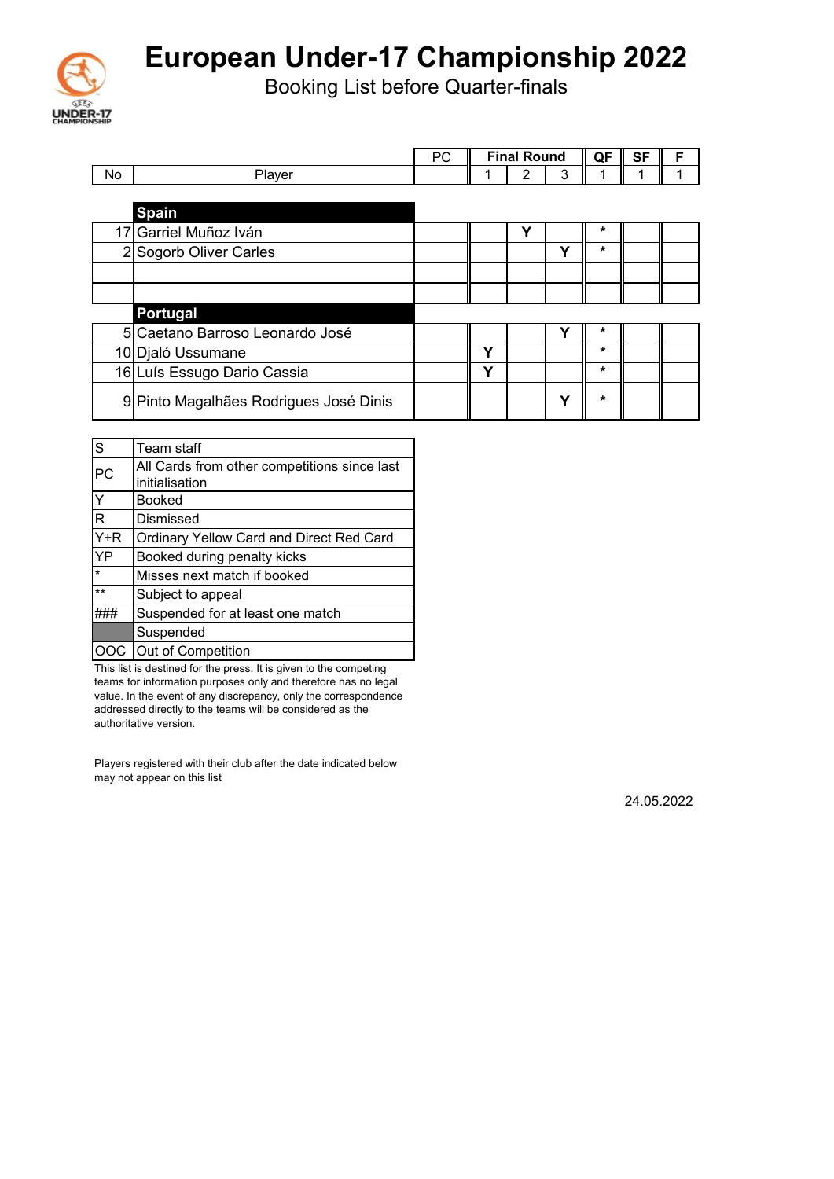# European Under-17 Championship 2022

Booking List before Quarter-finals

| No | Player | PC | Final Round 1 | Final Round 2 | Final Round 3 | QF 1 | SF 1 | F 1 |
|---|---|---|---|---|---|---|---|---|
| | **Spain** | | | | | | | |
| 17 | Garriel Muñoz Iván | | | Y | | * | | |
| 2 | Sogorb Oliver Carles | | | | Y | * | | |
| | | | | | | | | |
| | | | | | | | | |
| | **Portugal** | | | | | | | |
| 5 | Caetano Barroso Leonardo José | | | | Y | * | | |
| 10 | Djaló Ussumane | | Y | | | * | | |
| 16 | Luís Essugo Dario Cassia | | Y | | | * | | |
| 9 | Pinto Magalhães Rodrigues José Dinis | | | | Y | * | | |

| | |
|---|---|
| S | Team staff |
| PC | All Cards from other competitions since last initialisation |
| Y | Booked |
| R | Dismissed |
| Y+R | Ordinary Yellow Card and Direct Red Card |
| YP | Booked during penalty kicks |
| * | Misses next match if booked |
| ** | Subject to appeal |
| ### | Suspended for at least one match |
| | Suspended |
| OOC | Out of Competition |

This list is destined for the press. It is given to the competing teams for information purposes only and therefore has no legal value. In the event of any discrepancy, only the correspondence addressed directly to the teams will be considered as the authoritative version.

Players registered with their club after the date indicated below may not appear on this list

24.05.2022